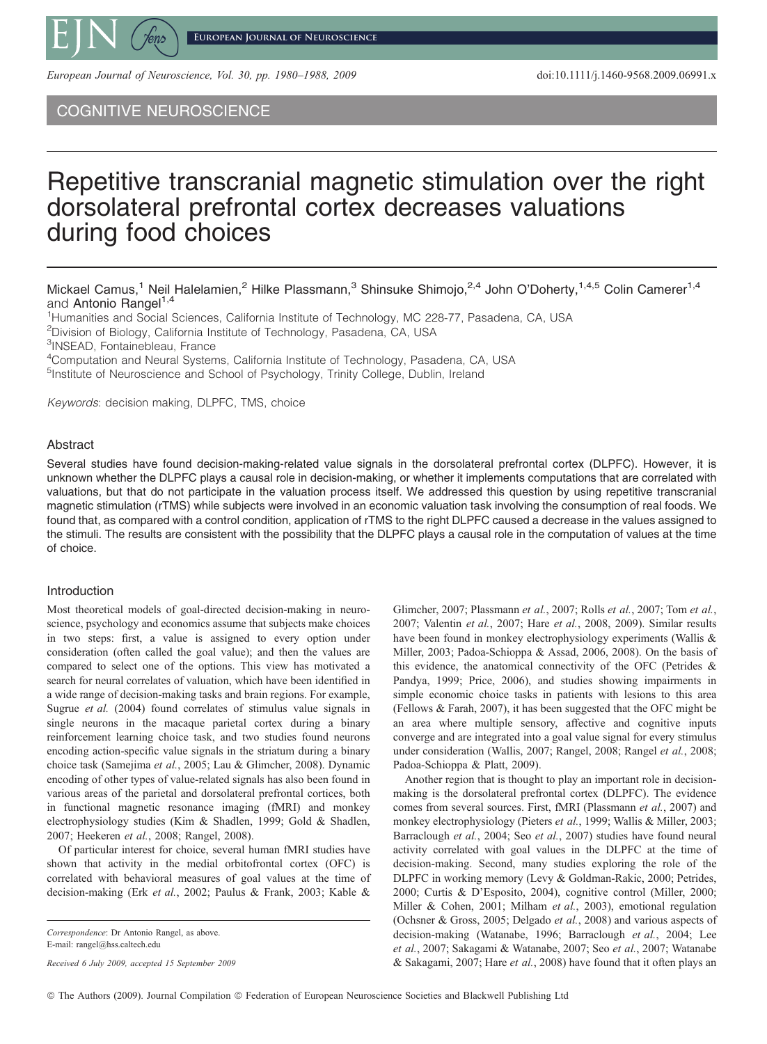COGNITIVE NEUROSCIENCE

# Repetitive transcranial magnetic stimulation over the right dorsolateral prefrontal cortex decreases valuations during food choices

Mickael Camus,[1] Neil Halelamien,[2] Hilke Plassmann,[3] Shinsuke Shimojo,[2,4] John O'Doherty,[1,4,5] Colin Camerer[1,4] and Antonio Rangel[1,4]

[1]Humanities and Social Sciences, California Institute of Technology, MC 228-77, Pasadena, CA, USA
[2]Division of Biology, California Institute of Technology, Pasadena, CA, USA
[3]INSEAD, Fontainebleau, France
[4]Computation and Neural Systems, California Institute of Technology, Pasadena, CA, USA
[5]Institute of Neuroscience and School of Psychology, Trinity College, Dublin, Ireland

*Keywords*: decision making, DLPFC, TMS, choice

## Abstract

Several studies have found decision-making-related value signals in the dorsolateral prefrontal cortex (DLPFC). However, it is unknown whether the DLPFC plays a causal role in decision-making, or whether it implements computations that are correlated with valuations, but that do not participate in the valuation process itself. We addressed this question by using repetitive transcranial magnetic stimulation (rTMS) while subjects were involved in an economic valuation task involving the consumption of real foods. We found that, as compared with a control condition, application of rTMS to the right DLPFC caused a decrease in the values assigned to the stimuli. The results are consistent with the possibility that the DLPFC plays a causal role in the computation of values at the time of choice.

## Introduction

Most theoretical models of goal-directed decision-making in neuroscience, psychology and economics assume that subjects make choices in two steps: first, a value is assigned to every option under consideration (often called the goal value); and then the values are compared to select one of the options. This view has motivated a search for neural correlates of valuation, which have been identified in a wide range of decision-making tasks and brain regions. For example, Sugrue *et al.* (2004) found correlates of stimulus value signals in single neurons in the macaque parietal cortex during a binary reinforcement learning choice task, and two studies found neurons encoding action-specific value signals in the striatum during a binary choice task (Samejima *et al.*, 2005; Lau & Glimcher, 2008). Dynamic encoding of other types of value-related signals has also been found in various areas of the parietal and dorsolateral prefrontal cortices, both in functional magnetic resonance imaging (fMRI) and monkey electrophysiology studies (Kim & Shadlen, 1999; Gold & Shadlen, 2007; Heekeren *et al.*, 2008; Rangel, 2008).

Of particular interest for choice, several human fMRI studies have shown that activity in the medial orbitofrontal cortex (OFC) is correlated with behavioral measures of goal values at the time of decision-making (Erk *et al.*, 2002; Paulus & Frank, 2003; Kable & Glimcher, 2007; Plassmann *et al.*, 2007; Rolls *et al.*, 2007; Tom *et al.*, 2007; Valentin *et al.*, 2007; Hare *et al.*, 2008, 2009). Similar results have been found in monkey electrophysiology experiments (Wallis & Miller, 2003; Padoa-Schioppa & Assad, 2006, 2008). On the basis of this evidence, the anatomical connectivity of the OFC (Petrides & Pandya, 1999; Price, 2006), and studies showing impairments in simple economic choice tasks in patients with lesions to this area (Fellows & Farah, 2007), it has been suggested that the OFC might be an area where multiple sensory, affective and cognitive inputs converge and are integrated into a goal value signal for every stimulus under consideration (Wallis, 2007; Rangel, 2008; Rangel *et al.*, 2008; Padoa-Schioppa & Platt, 2009).

Another region that is thought to play an important role in decision-making is the dorsolateral prefrontal cortex (DLPFC). The evidence comes from several sources. First, fMRI (Plassmann *et al.*, 2007) and monkey electrophysiology (Pieters *et al.*, 1999; Wallis & Miller, 2003; Barraclough *et al.*, 2004; Seo *et al.*, 2007) studies have found neural activity correlated with goal values in the DLPFC at the time of decision-making. Second, many studies exploring the role of the DLPFC in working memory (Levy & Goldman-Rakic, 2000; Petrides, 2000; Curtis & D'Esposito, 2004), cognitive control (Miller, 2000; Miller & Cohen, 2001; Milham *et al.*, 2003), emotional regulation (Ochsner & Gross, 2005; Delgado *et al.*, 2008) and various aspects of decision-making (Watanabe, 1996; Barraclough *et al.*, 2004; Lee *et al.*, 2007; Sakagami & Watanabe, 2007; Seo *et al.*, 2007; Watanabe & Sakagami, 2007; Hare *et al.*, 2008) have found that it often plays an

*Correspondence*: Dr Antonio Rangel, as above.
E-mail: rangel@hss.caltech.edu

*Received 6 July 2009, accepted 15 September 2009*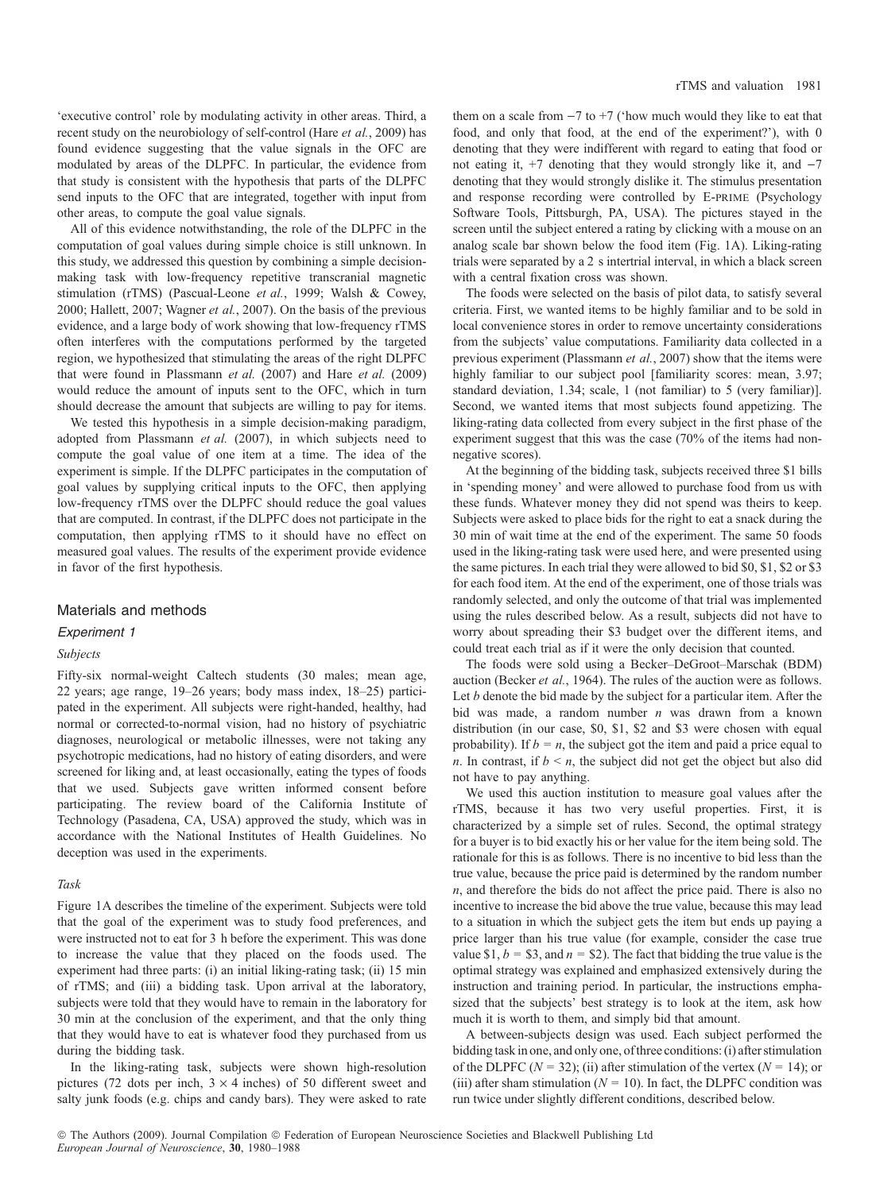'executive control' role by modulating activity in other areas. Third, a recent study on the neurobiology of self-control (Hare *et al.*, 2009) has found evidence suggesting that the value signals in the OFC are modulated by areas of the DLPFC. In particular, the evidence from that study is consistent with the hypothesis that parts of the DLPFC send inputs to the OFC that are integrated, together with input from other areas, to compute the goal value signals.

All of this evidence notwithstanding, the role of the DLPFC in the computation of goal values during simple choice is still unknown. In this study, we addressed this question by combining a simple decision-making task with low-frequency repetitive transcranial magnetic stimulation (rTMS) (Pascual-Leone *et al.*, 1999; Walsh & Cowey, 2000; Hallett, 2007; Wagner *et al.*, 2007). On the basis of the previous evidence, and a large body of work showing that low-frequency rTMS often interferes with the computations performed by the targeted region, we hypothesized that stimulating the areas of the right DLPFC that were found in Plassmann *et al.* (2007) and Hare *et al.* (2009) would reduce the amount of inputs sent to the OFC, which in turn should decrease the amount that subjects are willing to pay for items.

We tested this hypothesis in a simple decision-making paradigm, adopted from Plassmann *et al.* (2007), in which subjects need to compute the goal value of one item at a time. The idea of the experiment is simple. If the DLPFC participates in the computation of goal values by supplying critical inputs to the OFC, then applying low-frequency rTMS over the DLPFC should reduce the goal values that are computed. In contrast, if the DLPFC does not participate in the computation, then applying rTMS to it should have no effect on measured goal values. The results of the experiment provide evidence in favor of the first hypothesis.

## Materials and methods

### *Experiment 1*

#### *Subjects*

Fifty-six normal-weight Caltech students (30 males; mean age, 22 years; age range, 19–26 years; body mass index, 18–25) participated in the experiment. All subjects were right-handed, healthy, had normal or corrected-to-normal vision, had no history of psychiatric diagnoses, neurological or metabolic illnesses, were not taking any psychotropic medications, had no history of eating disorders, and were screened for liking and, at least occasionally, eating the types of foods that we used. Subjects gave written informed consent before participating. The review board of the California Institute of Technology (Pasadena, CA, USA) approved the study, which was in accordance with the National Institutes of Health Guidelines. No deception was used in the experiments.

#### *Task*

Figure 1A describes the timeline of the experiment. Subjects were told that the goal of the experiment was to study food preferences, and were instructed not to eat for 3 h before the experiment. This was done to increase the value that they placed on the foods used. The experiment had three parts: (i) an initial liking-rating task; (ii) 15 min of rTMS; and (iii) a bidding task. Upon arrival at the laboratory, subjects were told that they would have to remain in the laboratory for 30 min at the conclusion of the experiment, and that the only thing that they would have to eat is whatever food they purchased from us during the bidding task.

In the liking-rating task, subjects were shown high-resolution pictures (72 dots per inch, 3 × 4 inches) of 50 different sweet and salty junk foods (e.g. chips and candy bars). They were asked to rate them on a scale from −7 to +7 ('how much would they like to eat that food, and only that food, at the end of the experiment?'), with 0 denoting that they were indifferent with regard to eating that food or not eating it, +7 denoting that they would strongly like it, and −7 denoting that they would strongly dislike it. The stimulus presentation and response recording were controlled by E-PRIME (Psychology Software Tools, Pittsburgh, PA, USA). The pictures stayed in the screen until the subject entered a rating by clicking with a mouse on an analog scale bar shown below the food item (Fig. 1A). Liking-rating trials were separated by a 2 s intertrial interval, in which a black screen with a central fixation cross was shown.

The foods were selected on the basis of pilot data, to satisfy several criteria. First, we wanted items to be highly familiar and to be sold in local convenience stores in order to remove uncertainty considerations from the subjects' value computations. Familiarity data collected in a previous experiment (Plassmann *et al.*, 2007) show that the items were highly familiar to our subject pool [familiarity scores: mean, 3.97; standard deviation, 1.34; scale, 1 (not familiar) to 5 (very familiar)]. Second, we wanted items that most subjects found appetizing. The liking-rating data collected from every subject in the first phase of the experiment suggest that this was the case (70% of the items had non-negative scores).

At the beginning of the bidding task, subjects received three $1 bills in 'spending money' and were allowed to purchase food from us with these funds. Whatever money they did not spend was theirs to keep. Subjects were asked to place bids for the right to eat a snack during the 30 min of wait time at the end of the experiment. The same 50 foods used in the liking-rating task were used here, and were presented using the same pictures. In each trial they were allowed to bid $0, $1, $2 or $3 for each food item. At the end of the experiment, one of those trials was randomly selected, and only the outcome of that trial was implemented using the rules described below. As a result, subjects did not have to worry about spreading their $3 budget over the different items, and could treat each trial as if it were the only decision that counted.

The foods were sold using a Becker–DeGroot–Marschak (BDM) auction (Becker *et al.*, 1964). The rules of the auction were as follows. Let $b$ denote the bid made by the subject for a particular item. After the bid was made, a random number $n$ was drawn from a known distribution (in our case, $0, $1, $2 and $3 were chosen with equal probability). If $b = n$, the subject got the item and paid a price equal to $n$. In contrast, if $b < n$, the subject did not get the object but also did not have to pay anything.

We used this auction institution to measure goal values after the rTMS, because it has two very useful properties. First, it is characterized by a simple set of rules. Second, the optimal strategy for a buyer is to bid exactly his or her value for the item being sold. The rationale for this is as follows. There is no incentive to bid less than the true value, because the price paid is determined by the random number $n$, and therefore the bids do not affect the price paid. There is also no incentive to increase the bid above the true value, because this may lead to a situation in which the subject gets the item but ends up paying a price larger than his true value (for example, consider the case true value $1, $b$ = $3, and $n$ = $2). The fact that bidding the true value is the optimal strategy was explained and emphasized extensively during the instruction and training period. In particular, the instructions emphasized that the subjects' best strategy is to look at the item, ask how much it is worth to them, and simply bid that amount.

A between-subjects design was used. Each subject performed the bidding task in one, and only one, of three conditions: (i) after stimulation of the DLPFC ($N = 32$); (ii) after stimulation of the vertex ($N = 14$); or (iii) after sham stimulation ($N = 10$). In fact, the DLPFC condition was run twice under slightly different conditions, described below.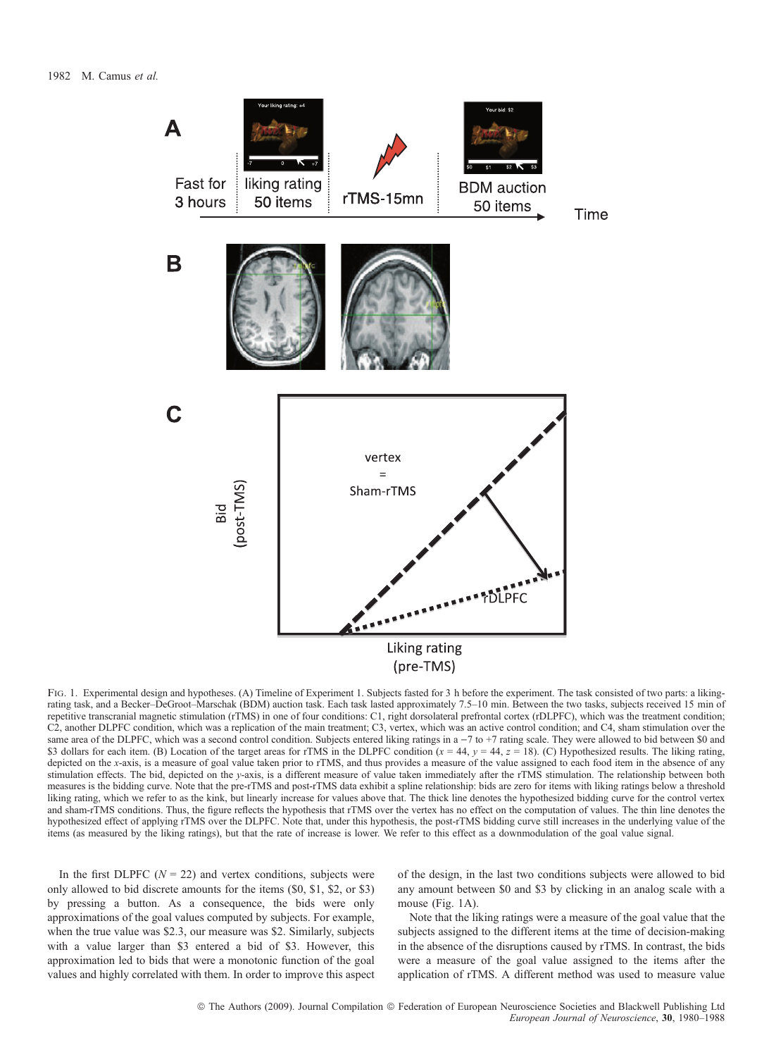FIG. 1. Experimental design and hypotheses. (A) Timeline of Experiment 1. Subjects fasted for 3 h before the experiment. The task consisted of two parts: a liking-rating task, and a Becker–DeGroot–Marschak (BDM) auction task. Each task lasted approximately 7.5–10 min. Between the two tasks, subjects received 15 min of repetitive transcranial magnetic stimulation (rTMS) in one of four conditions: C1, right dorsolateral prefrontal cortex (rDLPFC), which was the treatment condition; C2, another DLPFC condition, which was a replication of the main treatment; C3, vertex, which was an active control condition; and C4, sham stimulation over the same area of the DLPFC, which was a second control condition. Subjects entered liking ratings in a −7 to +7 rating scale. They were allowed to bid between \$0 and \$3 dollars for each item. (B) Location of the target areas for rTMS in the DLPFC condition ($x = 44$, $y = 44$, $z = 18$). (C) Hypothesized results. The liking rating, depicted on the $x$-axis, is a measure of goal value taken prior to rTMS, and thus provides a measure of the value assigned to each food item in the absence of any stimulation effects. The bid, depicted on the $y$-axis, is a different measure of value taken immediately after the rTMS stimulation. The relationship between both measures is the bidding curve. Note that the pre-rTMS and post-rTMS data exhibit a spline relationship: bids are zero for items with liking ratings below a threshold liking rating, which we refer to as the kink, but linearly increase for values above that. The thick line denotes the hypothesized bidding curve for the control vertex and sham-rTMS conditions. Thus, the figure reflects the hypothesis that rTMS over the vertex has no effect on the computation of values. The thin line denotes the hypothesized effect of applying rTMS over the DLPFC. Note that, under this hypothesis, the post-rTMS bidding curve still increases in the underlying value of the items (as measured by the liking ratings), but that the rate of increase is lower. We refer to this effect as a downmodulation of the goal value signal.

In the first DLPFC ($N = 22$) and vertex conditions, subjects were only allowed to bid discrete amounts for the items (\$0, \$1, \$2, or \$3) by pressing a button. As a consequence, the bids were only approximations of the goal values computed by subjects. For example, when the true value was \$2.3, our measure was \$2. Similarly, subjects with a value larger than \$3 entered a bid of \$3. However, this approximation led to bids that were a monotonic function of the goal values and highly correlated with them. In order to improve this aspect of the design, in the last two conditions subjects were allowed to bid any amount between \$0 and \$3 by clicking in an analog scale with a mouse (Fig. 1A).

Note that the liking ratings were a measure of the goal value that the subjects assigned to the different items at the time of decision-making in the absence of the disruptions caused by rTMS. In contrast, the bids were a measure of the goal value assigned to the items after the application of rTMS. A different method was used to measure value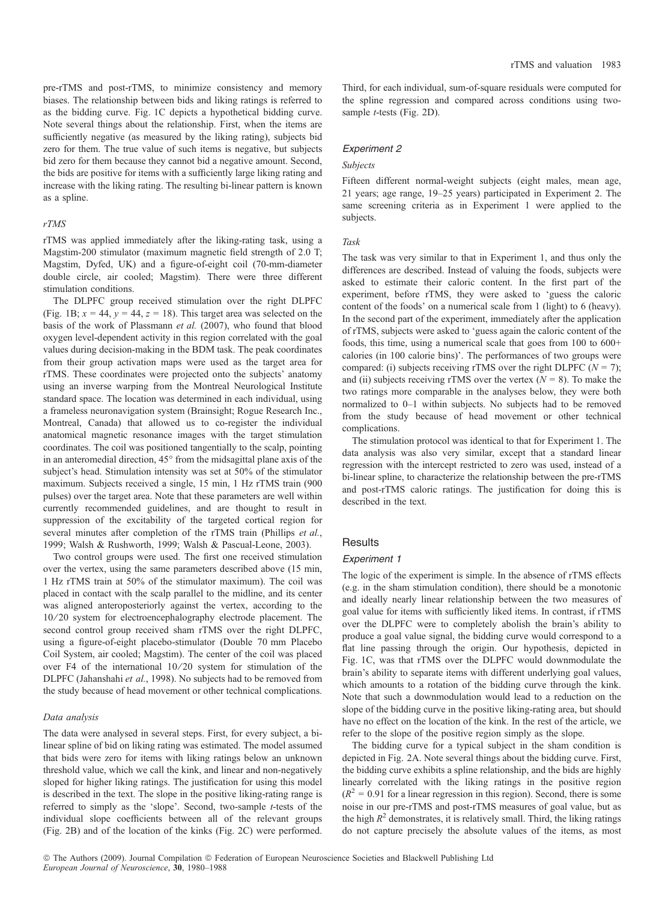pre-rTMS and post-rTMS, to minimize consistency and memory biases. The relationship between bids and liking ratings is referred to as the bidding curve. Fig. 1C depicts a hypothetical bidding curve. Note several things about the relationship. First, when the items are sufficiently negative (as measured by the liking rating), subjects bid zero for them. The true value of such items is negative, but subjects bid zero for them because they cannot bid a negative amount. Second, the bids are positive for items with a sufficiently large liking rating and increase with the liking rating. The resulting bi-linear pattern is known as a spline.

#### rTMS

rTMS was applied immediately after the liking-rating task, using a Magstim-200 stimulator (maximum magnetic field strength of 2.0 T; Magstim, Dyfed, UK) and a figure-of-eight coil (70-mm-diameter double circle, air cooled; Magstim). There were three different stimulation conditions.

The DLPFC group received stimulation over the right DLPFC (Fig. 1B; $x = 44$, $y = 44$, $z = 18$). This target area was selected on the basis of the work of Plassmann *et al.* (2007), who found that blood oxygen level-dependent activity in this region correlated with the goal values during decision-making in the BDM task. The peak coordinates from their group activation maps were used as the target area for rTMS. These coordinates were projected onto the subjects' anatomy using an inverse warping from the Montreal Neurological Institute standard space. The location was determined in each individual, using a frameless neuronavigation system (Brainsight; Rogue Research Inc., Montreal, Canada) that allowed us to co-register the individual anatomical magnetic resonance images with the target stimulation coordinates. The coil was positioned tangentially to the scalp, pointing in an anteromedial direction, 45° from the midsagittal plane axis of the subject's head. Stimulation intensity was set at 50% of the stimulator maximum. Subjects received a single, 15 min, 1 Hz rTMS train (900 pulses) over the target area. Note that these parameters are well within currently recommended guidelines, and are thought to result in suppression of the excitability of the targeted cortical region for several minutes after completion of the rTMS train (Phillips *et al.*, 1999; Walsh & Rushworth, 1999; Walsh & Pascual-Leone, 2003).

Two control groups were used. The first one received stimulation over the vertex, using the same parameters described above (15 min, 1 Hz rTMS train at 50% of the stimulator maximum). The coil was placed in contact with the scalp parallel to the midline, and its center was aligned anteroposteriorly against the vertex, according to the 10/20 system for electroencephalography electrode placement. The second control group received sham rTMS over the right DLPFC, using a figure-of-eight placebo-stimulator (Double 70 mm Placebo Coil System, air cooled; Magstim). The center of the coil was placed over F4 of the international 10/20 system for stimulation of the DLPFC (Jahanshahi *et al.*, 1998). No subjects had to be removed from the study because of head movement or other technical complications.

#### Data analysis

The data were analysed in several steps. First, for every subject, a bi-linear spline of bid on liking rating was estimated. The model assumed that bids were zero for items with liking ratings below an unknown threshold value, which we call the kink, and linear and non-negatively sloped for higher liking ratings. The justification for using this model is described in the text. The slope in the positive liking-rating range is referred to simply as the 'slope'. Second, two-sample *t*-tests of the individual slope coefficients between all of the relevant groups (Fig. 2B) and of the location of the kinks (Fig. 2C) were performed. Third, for each individual, sum-of-square residuals were computed for the spline regression and compared across conditions using two-sample *t*-tests (Fig. 2D).

### Experiment 2

#### Subjects

Fifteen different normal-weight subjects (eight males, mean age, 21 years; age range, 19–25 years) participated in Experiment 2. The same screening criteria as in Experiment 1 were applied to the subjects.

#### Task

The task was very similar to that in Experiment 1, and thus only the differences are described. Instead of valuing the foods, subjects were asked to estimate their caloric content. In the first part of the experiment, before rTMS, they were asked to 'guess the caloric content of the foods' on a numerical scale from 1 (light) to 6 (heavy). In the second part of the experiment, immediately after the application of rTMS, subjects were asked to 'guess again the caloric content of the foods, this time, using a numerical scale that goes from 100 to 600+ calories (in 100 calorie bins)'. The performances of two groups were compared: (i) subjects receiving rTMS over the right DLPFC ($N = 7$); and (ii) subjects receiving rTMS over the vertex ($N = 8$). To make the two ratings more comparable in the analyses below, they were both normalized to 0–1 within subjects. No subjects had to be removed from the study because of head movement or other technical complications.

The stimulation protocol was identical to that for Experiment 1. The data analysis was also very similar, except that a standard linear regression with the intercept restricted to zero was used, instead of a bi-linear spline, to characterize the relationship between the pre-rTMS and post-rTMS caloric ratings. The justification for doing this is described in the text.

## Results

### Experiment 1

The logic of the experiment is simple. In the absence of rTMS effects (e.g. in the sham stimulation condition), there should be a monotonic and ideally nearly linear relationship between the two measures of goal value for items with sufficiently liked items. In contrast, if rTMS over the DLPFC were to completely abolish the brain's ability to produce a goal value signal, the bidding curve would correspond to a flat line passing through the origin. Our hypothesis, depicted in Fig. 1C, was that rTMS over the DLPFC would downmodulate the brain's ability to separate items with different underlying goal values, which amounts to a rotation of the bidding curve through the kink. Note that such a downmodulation would lead to a reduction on the slope of the bidding curve in the positive liking-rating area, but should have no effect on the location of the kink. In the rest of the article, we refer to the slope of the positive region simply as the slope.

The bidding curve for a typical subject in the sham condition is depicted in Fig. 2A. Note several things about the bidding curve. First, the bidding curve exhibits a spline relationship, and the bids are highly linearly correlated with the liking ratings in the positive region ($R^2 = 0.91$ for a linear regression in this region). Second, there is some noise in our pre-rTMS and post-rTMS measures of goal value, but as the high $R^2$ demonstrates, it is relatively small. Third, the liking ratings do not capture precisely the absolute values of the items, as most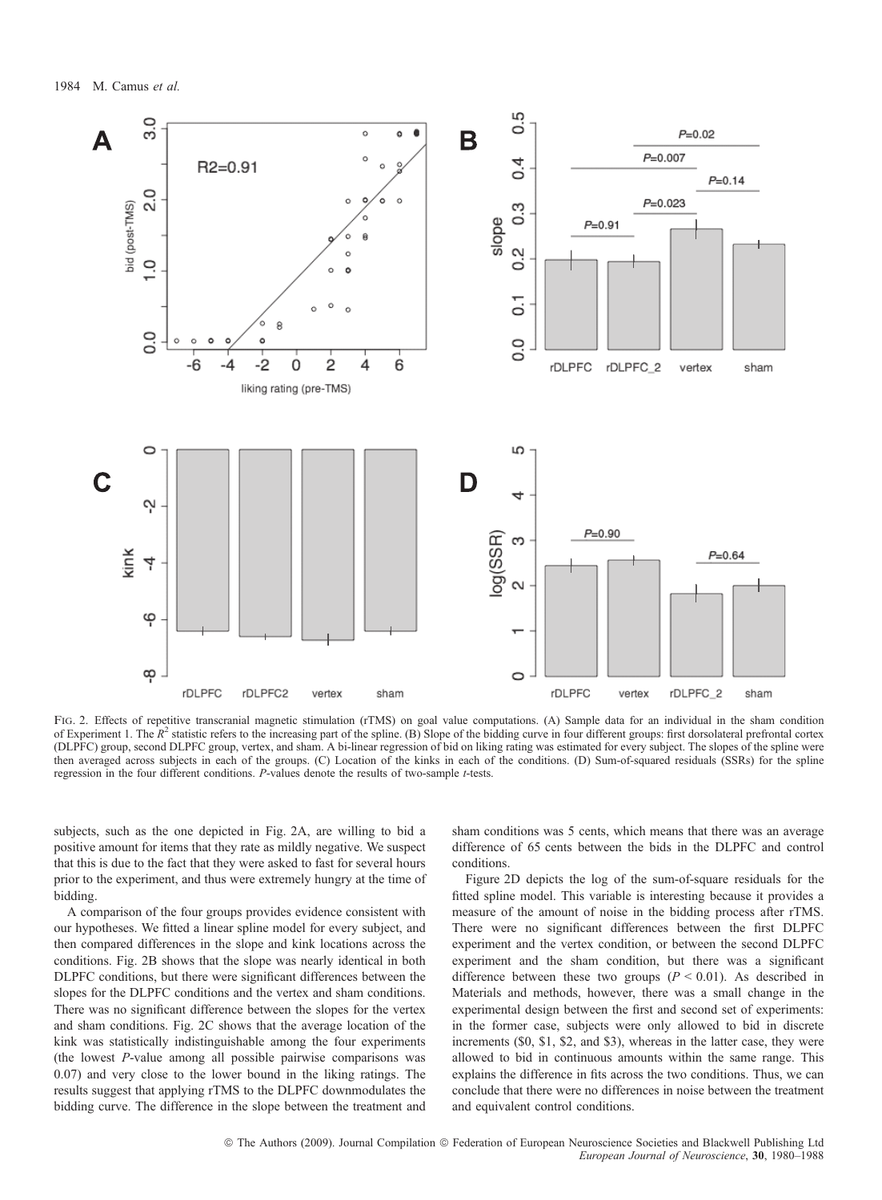FIG. 2. Effects of repetitive transcranial magnetic stimulation (rTMS) on goal value computations. (A) Sample data for an individual in the sham condition of Experiment 1. The $R^2$ statistic refers to the increasing part of the spline. (B) Slope of the bidding curve in four different groups: first dorsolateral prefrontal cortex (DLPFC) group, second DLPFC group, vertex, and sham. A bi-linear regression of bid on liking rating was estimated for every subject. The slopes of the spline were then averaged across subjects in each of the groups. (C) Location of the kinks in each of the conditions. (D) Sum-of-squared residuals (SSRs) for the spline regression in the four different conditions. $P$-values denote the results of two-sample $t$-tests.

subjects, such as the one depicted in Fig. 2A, are willing to bid a positive amount for items that they rate as mildly negative. We suspect that this is due to the fact that they were asked to fast for several hours prior to the experiment, and thus were extremely hungry at the time of bidding.

A comparison of the four groups provides evidence consistent with our hypotheses. We fitted a linear spline model for every subject, and then compared differences in the slope and kink locations across the conditions. Fig. 2B shows that the slope was nearly identical in both DLPFC conditions, but there were significant differences between the slopes for the DLPFC conditions and the vertex and sham conditions. There was no significant difference between the slopes for the vertex and sham conditions. Fig. 2C shows that the average location of the kink was statistically indistinguishable among the four experiments (the lowest $P$-value among all possible pairwise comparisons was 0.07) and very close to the lower bound in the liking ratings. The results suggest that applying rTMS to the DLPFC downmodulates the bidding curve. The difference in the slope between the treatment and sham conditions was 5 cents, which means that there was an average difference of 65 cents between the bids in the DLPFC and control conditions.

Figure 2D depicts the log of the sum-of-square residuals for the fitted spline model. This variable is interesting because it provides a measure of the amount of noise in the bidding process after rTMS. There were no significant differences between the first DLPFC experiment and the vertex condition, or between the second DLPFC experiment and the sham condition, but there was a significant difference between these two groups ($P < 0.01$). As described in Materials and methods, however, there was a small change in the experimental design between the first and second set of experiments: in the former case, subjects were only allowed to bid in discrete increments (\$0, \$1, \$2, and \$3), whereas in the latter case, they were allowed to bid in continuous amounts within the same range. This explains the difference in fits across the two conditions. Thus, we can conclude that there were no differences in noise between the treatment and equivalent control conditions.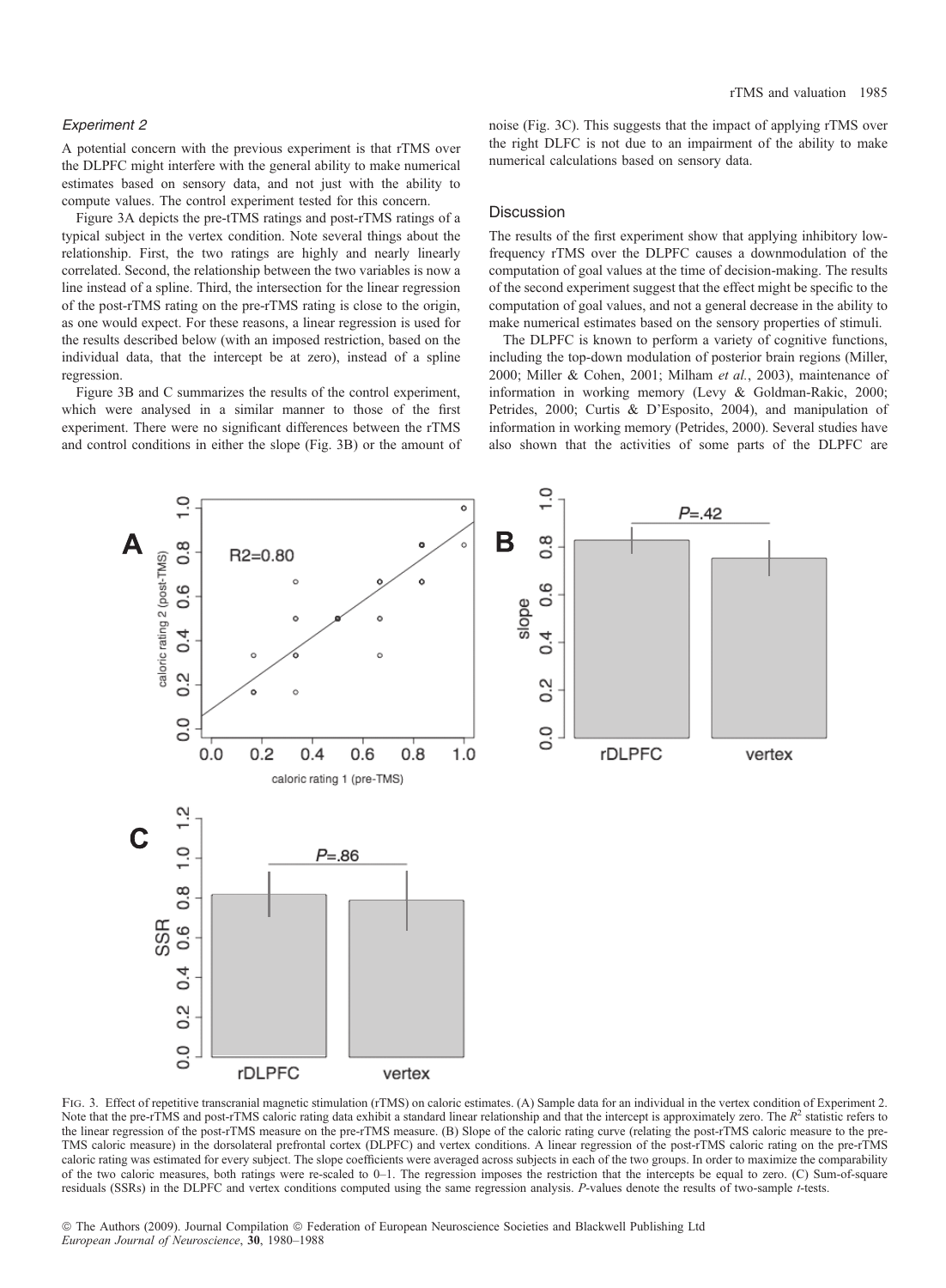### Experiment 2

A potential concern with the previous experiment is that rTMS over the DLPFC might interfere with the general ability to make numerical estimates based on sensory data, and not just with the ability to compute values. The control experiment tested for this concern.

Figure 3A depicts the pre-tTMS ratings and post-rTMS ratings of a typical subject in the vertex condition. Note several things about the relationship. First, the two ratings are highly and nearly linearly correlated. Second, the relationship between the two variables is now a line instead of a spline. Third, the intersection for the linear regression of the post-rTMS rating on the pre-rTMS rating is close to the origin, as one would expect. For these reasons, a linear regression is used for the results described below (with an imposed restriction, based on the individual data, that the intercept be at zero), instead of a spline regression.

Figure 3B and C summarizes the results of the control experiment, which were analysed in a similar manner to those of the first experiment. There were no significant differences between the rTMS and control conditions in either the slope (Fig. 3B) or the amount of noise (Fig. 3C). This suggests that the impact of applying rTMS over the right DLFC is not due to an impairment of the ability to make numerical calculations based on sensory data.

## Discussion

The results of the first experiment show that applying inhibitory low-frequency rTMS over the DLPFC causes a downmodulation of the computation of goal values at the time of decision-making. The results of the second experiment suggest that the effect might be specific to the computation of goal values, and not a general decrease in the ability to make numerical estimates based on the sensory properties of stimuli.

The DLPFC is known to perform a variety of cognitive functions, including the top-down modulation of posterior brain regions (Miller, 2000; Miller & Cohen, 2001; Milham *et al.*, 2003), maintenance of information in working memory (Levy & Goldman-Rakic, 2000; Petrides, 2000; Curtis & D'Esposito, 2004), and manipulation of information in working memory (Petrides, 2000). Several studies have also shown that the activities of some parts of the DLPFC are

Fig. 3. Effect of repetitive transcranial magnetic stimulation (rTMS) on caloric estimates. (A) Sample data for an individual in the vertex condition of Experiment 2. Note that the pre-rTMS and post-rTMS caloric rating data exhibit a standard linear relationship and that the intercept is approximately zero. The $R^2$ statistic refers to the linear regression of the post-rTMS measure on the pre-rTMS measure. (B) Slope of the caloric rating curve (relating the post-rTMS caloric measure to the pre-TMS caloric measure) in the dorsolateral prefrontal cortex (DLPFC) and vertex conditions. A linear regression of the post-rTMS caloric rating on the pre-rTMS caloric rating was estimated for every subject. The slope coefficients were averaged across subjects in each of the two groups. In order to maximize the comparability of the two caloric measures, both ratings were re-scaled to 0–1. The regression imposes the restriction that the intercepts be equal to zero. (C) Sum-of-square residuals (SSRs) in the DLPFC and vertex conditions computed using the same regression analysis. *P*-values denote the results of two-sample *t*-tests.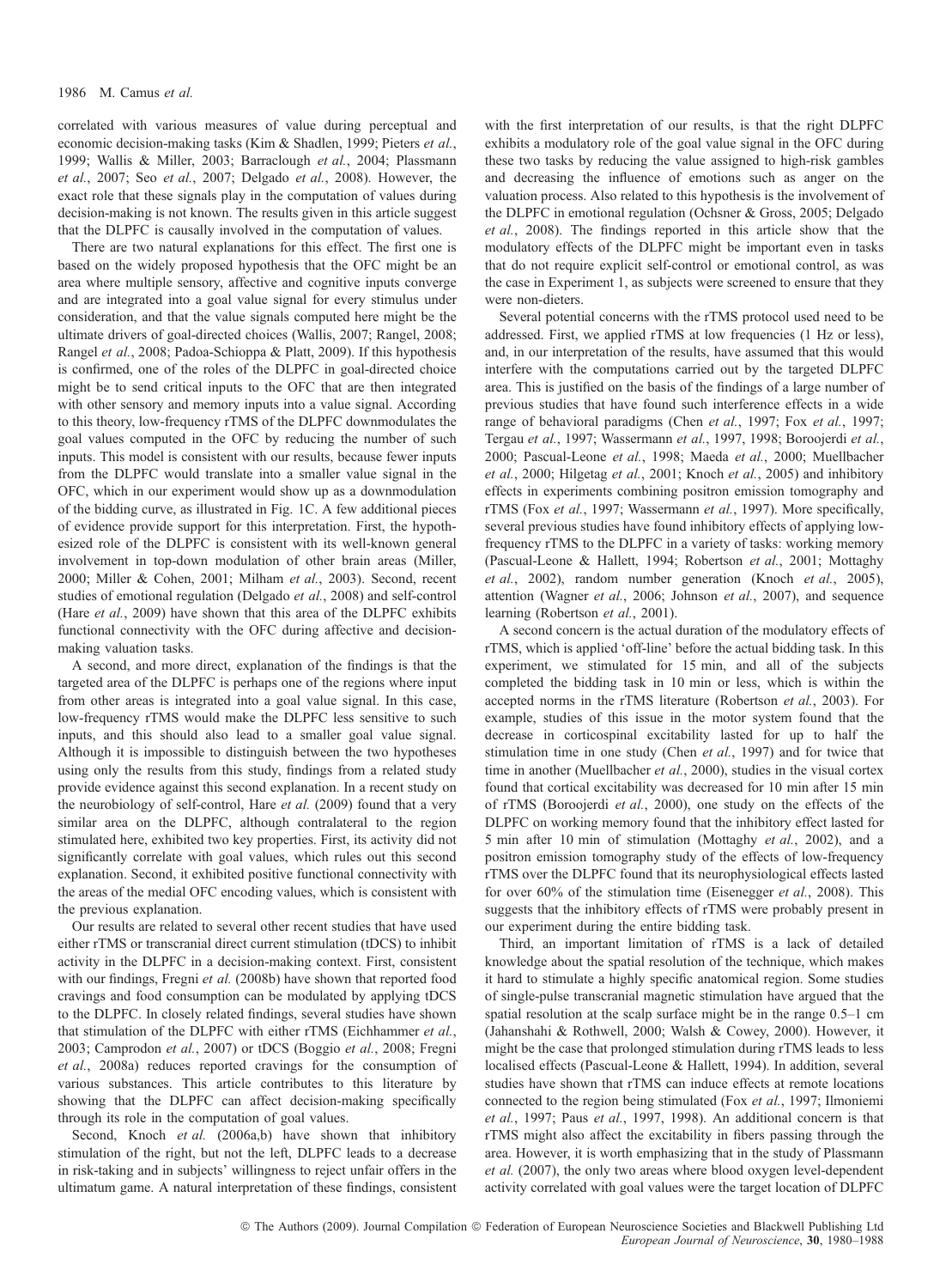correlated with various measures of value during perceptual and economic decision-making tasks (Kim & Shadlen, 1999; Pieters *et al.*, 1999; Wallis & Miller, 2003; Barraclough *et al.*, 2004; Plassmann *et al.*, 2007; Seo *et al.*, 2007; Delgado *et al.*, 2008). However, the exact role that these signals play in the computation of values during decision-making is not known. The results given in this article suggest that the DLPFC is causally involved in the computation of values.

There are two natural explanations for this effect. The first one is based on the widely proposed hypothesis that the OFC might be an area where multiple sensory, affective and cognitive inputs converge and are integrated into a goal value signal for every stimulus under consideration, and that the value signals computed here might be the ultimate drivers of goal-directed choices (Wallis, 2007; Rangel, 2008; Rangel *et al.*, 2008; Padoa-Schioppa & Platt, 2009). If this hypothesis is confirmed, one of the roles of the DLPFC in goal-directed choice might be to send critical inputs to the OFC that are then integrated with other sensory and memory inputs into a value signal. According to this theory, low-frequency rTMS of the DLPFC downmodulates the goal values computed in the OFC by reducing the number of such inputs. This model is consistent with our results, because fewer inputs from the DLPFC would translate into a smaller value signal in the OFC, which in our experiment would show up as a downmodulation of the bidding curve, as illustrated in Fig. 1C. A few additional pieces of evidence provide support for this interpretation. First, the hypothesized role of the DLPFC is consistent with its well-known general involvement in top-down modulation of other brain areas (Miller, 2000; Miller & Cohen, 2001; Milham *et al.*, 2003). Second, recent studies of emotional regulation (Delgado *et al.*, 2008) and self-control (Hare *et al.*, 2009) have shown that this area of the DLPFC exhibits functional connectivity with the OFC during affective and decision-making valuation tasks.

A second, and more direct, explanation of the findings is that the targeted area of the DLPFC is perhaps one of the regions where input from other areas is integrated into a goal value signal. In this case, low-frequency rTMS would make the DLPFC less sensitive to such inputs, and this should also lead to a smaller goal value signal. Although it is impossible to distinguish between the two hypotheses using only the results from this study, findings from a related study provide evidence against this second explanation. In a recent study on the neurobiology of self-control, Hare *et al.* (2009) found that a very similar area on the DLPFC, although contralateral to the region stimulated here, exhibited two key properties. First, its activity did not significantly correlate with goal values, which rules out this second explanation. Second, it exhibited positive functional connectivity with the areas of the medial OFC encoding values, which is consistent with the previous explanation.

Our results are related to several other recent studies that have used either rTMS or transcranial direct current stimulation (tDCS) to inhibit activity in the DLPFC in a decision-making context. First, consistent with our findings, Fregni *et al.* (2008b) have shown that reported food cravings and food consumption can be modulated by applying tDCS to the DLPFC. In closely related findings, several studies have shown that stimulation of the DLPFC with either rTMS (Eichhammer *et al.*, 2003; Camprodon *et al.*, 2007) or tDCS (Boggio *et al.*, 2008; Fregni *et al.*, 2008a) reduces reported cravings for the consumption of various substances. This article contributes to this literature by showing that the DLPFC can affect decision-making specifically through its role in the computation of goal values.

Second, Knoch *et al.* (2006a,b) have shown that inhibitory stimulation of the right, but not the left, DLPFC leads to a decrease in risk-taking and in subjects' willingness to reject unfair offers in the ultimatum game. A natural interpretation of these findings, consistent with the first interpretation of our results, is that the right DLPFC exhibits a modulatory role of the goal value signal in the OFC during these two tasks by reducing the value assigned to high-risk gambles and decreasing the influence of emotions such as anger on the valuation process. Also related to this hypothesis is the involvement of the DLPFC in emotional regulation (Ochsner & Gross, 2005; Delgado *et al.*, 2008). The findings reported in this article show that the modulatory effects of the DLPFC might be important even in tasks that do not require explicit self-control or emotional control, as was the case in Experiment 1, as subjects were screened to ensure that they were non-dieters.

Several potential concerns with the rTMS protocol used need to be addressed. First, we applied rTMS at low frequencies (1 Hz or less), and, in our interpretation of the results, have assumed that this would interfere with the computations carried out by the targeted DLPFC area. This is justified on the basis of the findings of a large number of previous studies that have found such interference effects in a wide range of behavioral paradigms (Chen *et al.*, 1997; Fox *et al.*, 1997; Tergau *et al.*, 1997; Wassermann *et al.*, 1997, 1998; Boroojerdi *et al.*, 2000; Pascual-Leone *et al.*, 1998; Maeda *et al.*, 2000; Muellbacher *et al.*, 2000; Hilgetag *et al.*, 2001; Knoch *et al.*, 2005) and inhibitory effects in experiments combining positron emission tomography and rTMS (Fox *et al.*, 1997; Wassermann *et al.*, 1997). More specifically, several previous studies have found inhibitory effects of applying low-frequency rTMS to the DLPFC in a variety of tasks: working memory (Pascual-Leone & Hallett, 1994; Robertson *et al.*, 2001; Mottaghy *et al.*, 2002), random number generation (Knoch *et al.*, 2005), attention (Wagner *et al.*, 2006; Johnson *et al.*, 2007), and sequence learning (Robertson *et al.*, 2001).

A second concern is the actual duration of the modulatory effects of rTMS, which is applied 'off-line' before the actual bidding task. In this experiment, we stimulated for 15 min, and all of the subjects completed the bidding task in 10 min or less, which is within the accepted norms in the rTMS literature (Robertson *et al.*, 2003). For example, studies of this issue in the motor system found that the decrease in corticospinal excitability lasted for up to half the stimulation time in one study (Chen *et al.*, 1997) and for twice that time in another (Muellbacher *et al.*, 2000), studies in the visual cortex found that cortical excitability was decreased for 10 min after 15 min of rTMS (Boroojerdi *et al.*, 2000), one study on the effects of the DLPFC on working memory found that the inhibitory effect lasted for 5 min after 10 min of stimulation (Mottaghy *et al.*, 2002), and a positron emission tomography study of the effects of low-frequency rTMS over the DLPFC found that its neurophysiological effects lasted for over 60% of the stimulation time (Eisenegger *et al.*, 2008). This suggests that the inhibitory effects of rTMS were probably present in our experiment during the entire bidding task.

Third, an important limitation of rTMS is a lack of detailed knowledge about the spatial resolution of the technique, which makes it hard to stimulate a highly specific anatomical region. Some studies of single-pulse transcranial magnetic stimulation have argued that the spatial resolution at the scalp surface might be in the range 0.5–1 cm (Jahanshahi & Rothwell, 2000; Walsh & Cowey, 2000). However, it might be the case that prolonged stimulation during rTMS leads to less localised effects (Pascual-Leone & Hallett, 1994). In addition, several studies have shown that rTMS can induce effects at remote locations connected to the region being stimulated (Fox *et al.*, 1997; Ilmoniemi *et al.*, 1997; Paus *et al.*, 1997, 1998). An additional concern is that rTMS might also affect the excitability in fibers passing through the area. However, it is worth emphasizing that in the study of Plassmann *et al.* (2007), the only two areas where blood oxygen level-dependent activity correlated with goal values were the target location of DLPFC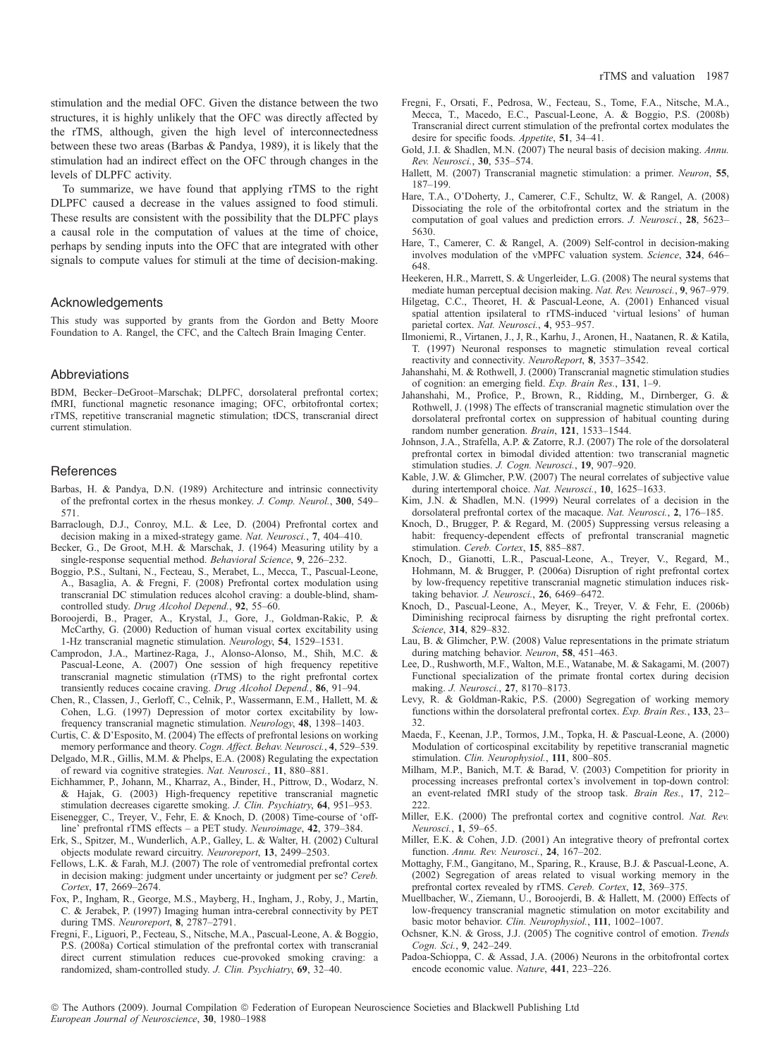stimulation and the medial OFC. Given the distance between the two structures, it is highly unlikely that the OFC was directly affected by the rTMS, although, given the high level of interconnectedness between these two areas (Barbas & Pandya, 1989), it is likely that the stimulation had an indirect effect on the OFC through changes in the levels of DLPFC activity.

To summarize, we have found that applying rTMS to the right DLPFC caused a decrease in the values assigned to food stimuli. These results are consistent with the possibility that the DLPFC plays a causal role in the computation of values at the time of choice, perhaps by sending inputs into the OFC that are integrated with other signals to compute values for stimuli at the time of decision-making.

## Acknowledgements

This study was supported by grants from the Gordon and Betty Moore Foundation to A. Rangel, the CFC, and the Caltech Brain Imaging Center.

## Abbreviations

BDM, Becker–DeGroot–Marschak; DLPFC, dorsolateral prefrontal cortex; fMRI, functional magnetic resonance imaging; OFC, orbitofrontal cortex; rTMS, repetitive transcranial magnetic stimulation; tDCS, transcranial direct current stimulation.

## References

Barbas, H. & Pandya, D.N. (1989) Architecture and intrinsic connectivity of the prefrontal cortex in the rhesus monkey. *J. Comp. Neurol.*, **300**, 549–571.

Barraclough, D.J., Conroy, M.L. & Lee, D. (2004) Prefrontal cortex and decision making in a mixed-strategy game. *Nat. Neurosci.*, **7**, 404–410.

Becker, G., De Groot, M.H. & Marschak, J. (1964) Measuring utility by a single-response sequential method. *Behavioral Science*, **9**, 226–232.

Boggio, P.S., Sultani, N., Fecteau, S., Merabet, L., Mecca, T., Pascual-Leone, A., Basaglia, A. & Fregni, F. (2008) Prefrontal cortex modulation using transcranial DC stimulation reduces alcohol craving: a double-blind, sham-controlled study. *Drug Alcohol Depend.*, **92**, 55–60.

Boroojerdi, B., Prager, A., Krystal, J., Gore, J., Goldman-Rakic, P. & McCarthy, G. (2000) Reduction of human visual cortex excitability using 1-Hz transcranial magnetic stimulation. *Neurology*, **54**, 1529–1531.

Camprodon, J.A., Martinez-Raga, J., Alonso-Alonso, M., Shih, M.C. & Pascual-Leone, A. (2007) One session of high frequency repetitive transcranial magnetic stimulation (rTMS) to the right prefrontal cortex transiently reduces cocaine craving. *Drug Alcohol Depend.*, **86**, 91–94.

Chen, R., Classen, J., Gerloff, C., Celnik, P., Wassermann, E.M., Hallett, M. & Cohen, L.G. (1997) Depression of motor cortex excitability by low-frequency transcranial magnetic stimulation. *Neurology*, **48**, 1398–1403.

Curtis, C. & D'Esposito, M. (2004) The effects of prefrontal lesions on working memory performance and theory. *Cogn. Affect. Behav. Neurosci.*, **4**, 529–539.

Delgado, M.R., Gillis, M.M. & Phelps, E.A. (2008) Regulating the expectation of reward via cognitive strategies. *Nat. Neurosci.*, **11**, 880–881.

Eichhammer, P., Johann, M., Kharraz, A., Binder, H., Pittrow, D., Wodarz, N. & Hajak, G. (2003) High-frequency repetitive transcranial magnetic stimulation decreases cigarette smoking. *J. Clin. Psychiatry*, **64**, 951–953.

Eisenegger, C., Treyer, V., Fehr, E. & Knoch, D. (2008) Time-course of 'off-line' prefrontal rTMS effects – a PET study. *Neuroimage*, **42**, 379–384.

Erk, S., Spitzer, M., Wunderlich, A.P., Galley, L. & Walter, H. (2002) Cultural objects modulate reward circuitry. *Neuroreport*, **13**, 2499–2503.

Fellows, L.K. & Farah, M.J. (2007) The role of ventromedial prefrontal cortex in decision making: judgment under uncertainty or judgment per se? *Cereb. Cortex*, **17**, 2669–2674.

Fox, P., Ingham, R., George, M.S., Mayberg, H., Ingham, J., Roby, J., Martin, C. & Jerabek, P. (1997) Imaging human intra-cerebral connectivity by PET during TMS. *Neuroreport*, **8**, 2787–2791.

Fregni, F., Liguori, P., Fecteau, S., Nitsche, M.A., Pascual-Leone, A. & Boggio, P.S. (2008a) Cortical stimulation of the prefrontal cortex with transcranial direct current stimulation reduces cue-provoked smoking craving: a randomized, sham-controlled study. *J. Clin. Psychiatry*, **69**, 32–40.

Fregni, F., Orsati, F., Pedrosa, W., Fecteau, S., Tome, F.A., Nitsche, M.A., Mecca, T., Macedo, E.C., Pascual-Leone, A. & Boggio, P.S. (2008b) Transcranial direct current stimulation of the prefrontal cortex modulates the desire for specific foods. *Appetite*, **51**, 34–41.

Gold, J.I. & Shadlen, M.N. (2007) The neural basis of decision making. *Annu. Rev. Neurosci.*, **30**, 535–574.

Hallett, M. (2007) Transcranial magnetic stimulation: a primer. *Neuron*, **55**, 187–199.

Hare, T.A., O'Doherty, J., Camerer, C.F., Schultz, W. & Rangel, A. (2008) Dissociating the role of the orbitofrontal cortex and the striatum in the computation of goal values and prediction errors. *J. Neurosci.*, **28**, 5623–5630.

Hare, T., Camerer, C. & Rangel, A. (2009) Self-control in decision-making involves modulation of the vMPFC valuation system. *Science*, **324**, 646–648.

Heekeren, H.R., Marrett, S. & Ungerleider, L.G. (2008) The neural systems that mediate human perceptual decision making. *Nat. Rev. Neurosci.*, **9**, 967–979.

Hilgetag, C.C., Theoret, H. & Pascual-Leone, A. (2001) Enhanced visual spatial attention ipsilateral to rTMS-induced 'virtual lesions' of human parietal cortex. *Nat. Neurosci.*, **4**, 953–957.

Ilmoniemi, R., Virtanen, J., J, R., Karhu, J., Aronen, H., Naatanen, R. & Katila, T. (1997) Neuronal responses to magnetic stimulation reveal cortical reactivity and connectivity. *NeuroReport*, **8**, 3537–3542.

Jahanshahi, M. & Rothwell, J. (2000) Transcranial magnetic stimulation studies of cognition: an emerging field. *Exp. Brain Res.*, **131**, 1–9.

Jahanshahi, M., Profice, P., Brown, R., Ridding, M., Dirnberger, G. & Rothwell, J. (1998) The effects of transcranial magnetic stimulation over the dorsolateral prefrontal cortex on suppression of habitual counting during random number generation. *Brain*, **121**, 1533–1544.

Johnson, J.A., Strafella, A.P. & Zatorre, R.J. (2007) The role of the dorsolateral prefrontal cortex in bimodal divided attention: two transcranial magnetic stimulation studies. *J. Cogn. Neurosci.*, **19**, 907–920.

Kable, J.W. & Glimcher, P.W. (2007) The neural correlates of subjective value during intertemporal choice. *Nat. Neurosci.*, **10**, 1625–1633.

Kim, J.N. & Shadlen, M.N. (1999) Neural correlates of a decision in the dorsolateral prefrontal cortex of the macaque. *Nat. Neurosci.*, **2**, 176–185.

Knoch, D., Brugger, P. & Regard, M. (2005) Suppressing versus releasing a habit: frequency-dependent effects of prefrontal transcranial magnetic stimulation. *Cereb. Cortex*, **15**, 885–887.

Knoch, D., Gianotti, L.R., Pascual-Leone, A., Treyer, V., Regard, M., Hohmann, M. & Brugger, P. (2006a) Disruption of right prefrontal cortex by low-frequency repetitive transcranial magnetic stimulation induces risk-taking behavior. *J. Neurosci.*, **26**, 6469–6472.

Knoch, D., Pascual-Leone, A., Meyer, K., Treyer, V. & Fehr, E. (2006b) Diminishing reciprocal fairness by disrupting the right prefrontal cortex. *Science*, **314**, 829–832.

Lau, B. & Glimcher, P.W. (2008) Value representations in the primate striatum during matching behavior. *Neuron*, **58**, 451–463.

Lee, D., Rushworth, M.F., Walton, M.E., Watanabe, M. & Sakagami, M. (2007) Functional specialization of the primate frontal cortex during decision making. *J. Neurosci.*, **27**, 8170–8173.

Levy, R. & Goldman-Rakic, P.S. (2000) Segregation of working memory functions within the dorsolateral prefrontal cortex. *Exp. Brain Res.*, **133**, 23–32.

Maeda, F., Keenan, J.P., Tormos, J.M., Topka, H. & Pascual-Leone, A. (2000) Modulation of corticospinal excitability by repetitive transcranial magnetic stimulation. *Clin. Neurophysiol.*, **111**, 800–805.

Milham, M.P., Banich, M.T. & Barad, V. (2003) Competition for priority in processing increases prefrontal cortex's involvement in top-down control: an event-related fMRI study of the stroop task. *Brain Res.*, **17**, 212–222.

Miller, E.K. (2000) The prefrontal cortex and cognitive control. *Nat. Rev. Neurosci.*, **1**, 59–65.

Miller, E.K. & Cohen, J.D. (2001) An integrative theory of prefrontal cortex function. *Annu. Rev. Neurosci.*, **24**, 167–202.

Mottaghy, F.M., Gangitano, M., Sparing, R., Krause, B.J. & Pascual-Leone, A. (2002) Segregation of areas related to visual working memory in the prefrontal cortex revealed by rTMS. *Cereb. Cortex*, **12**, 369–375.

Muellbacher, W., Ziemann, U., Boroojerdi, B. & Hallett, M. (2000) Effects of low-frequency transcranial magnetic stimulation on motor excitability and basic motor behavior. *Clin. Neurophysiol.*, **111**, 1002–1007.

Ochsner, K.N. & Gross, J.J. (2005) The cognitive control of emotion. *Trends Cogn. Sci.*, **9**, 242–249.

Padoa-Schioppa, C. & Assad, J.A. (2006) Neurons in the orbitofrontal cortex encode economic value. *Nature*, **441**, 223–226.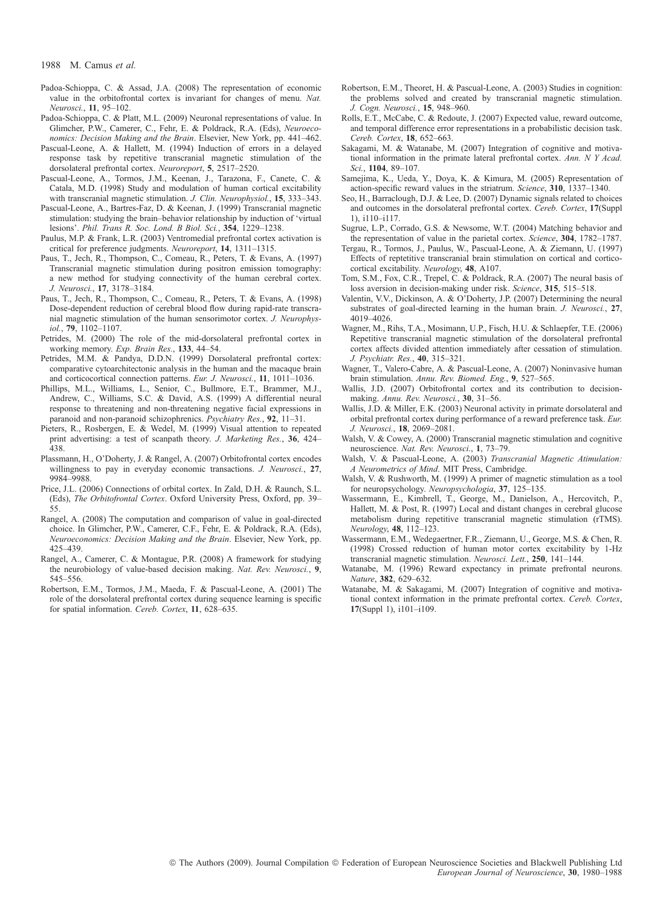Padoa-Schioppa, C. & Assad, J.A. (2008) The representation of economic value in the orbitofrontal cortex is invariant for changes of menu. *Nat. Neurosci.*, **11**, 95–102.

Padoa-Schioppa, C. & Platt, M.L. (2009) Neuronal representations of value. In Glimcher, P.W., Camerer, C., Fehr, E. & Poldrack, R.A. (Eds), *Neuroeconomics: Decision Making and the Brain*. Elsevier, New York, pp. 441–462.

Pascual-Leone, A. & Hallett, M. (1994) Induction of errors in a delayed response task by repetitive transcranial magnetic stimulation of the dorsolateral prefrontal cortex. *Neuroreport*, **5**, 2517–2520.

Pascual-Leone, A., Tormos, J.M., Keenan, J., Tarazona, F., Canete, C. & Catala, M.D. (1998) Study and modulation of human cortical excitability with transcranial magnetic stimulation. *J. Clin. Neurophysiol.*, **15**, 333–343.

Pascual-Leone, A., Bartres-Faz, D. & Keenan, J. (1999) Transcranial magnetic stimulation: studying the brain–behavior relationship by induction of 'virtual lesions'. *Phil. Trans R. Soc. Lond. B Biol. Sci.*, **354**, 1229–1238.

Paulus, M.P. & Frank, L.R. (2003) Ventromedial prefrontal cortex activation is critical for preference judgments. *Neuroreport*, **14**, 1311–1315.

Paus, T., Jech, R., Thompson, C., Comeau, R., Peters, T. & Evans, A. (1997) Transcranial magnetic stimulation during positron emission tomography: a new method for studying connectivity of the human cerebral cortex. *J. Neurosci.*, **17**, 3178–3184.

Paus, T., Jech, R., Thompson, C., Comeau, R., Peters, T. & Evans, A. (1998) Dose-dependent reduction of cerebral blood flow during rapid-rate transcranial magnetic stimulation of the human sensorimotor cortex. *J. Neurophysiol.*, **79**, 1102–1107.

Petrides, M. (2000) The role of the mid-dorsolateral prefrontal cortex in working memory. *Exp. Brain Res.*, **133**, 44–54.

Petrides, M.M. & Pandya, D.D.N. (1999) Dorsolateral prefrontal cortex: comparative cytoarchitectonic analysis in the human and the macaque brain and corticocortical connection patterns. *Eur. J. Neurosci.*, **11**, 1011–1036.

Phillips, M.L., Williams, L., Senior, C., Bullmore, E.T., Brammer, M.J., Andrew, C., Williams, S.C. & David, A.S. (1999) A differential neural response to threatening and non-threatening negative facial expressions in paranoid and non-paranoid schizophrenics. *Psychiatry Res.*, **92**, 11–31.

Pieters, R., Rosbergen, E. & Wedel, M. (1999) Visual attention to repeated print advertising: a test of scanpath theory. *J. Marketing Res.*, **36**, 424–438.

Plassmann, H., O'Doherty, J. & Rangel, A. (2007) Orbitofrontal cortex encodes willingness to pay in everyday economic transactions. *J. Neurosci.*, **27**, 9984–9988.

Price, J.L. (2006) Connections of orbital cortex. In Zald, D.H. & Raunch, S.L. (Eds), *The Orbitofrontal Cortex*. Oxford University Press, Oxford, pp. 39–55.

Rangel, A. (2008) The computation and comparison of value in goal-directed choice. In Glimcher, P.W., Camerer, C.F., Fehr, E. & Poldrack, R.A. (Eds), *Neuroeconomics: Decision Making and the Brain*. Elsevier, New York, pp. 425–439.

Rangel, A., Camerer, C. & Montague, P.R. (2008) A framework for studying the neurobiology of value-based decision making. *Nat. Rev. Neurosci.*, **9**, 545–556.

Robertson, E.M., Tormos, J.M., Maeda, F. & Pascual-Leone, A. (2001) The role of the dorsolateral prefrontal cortex during sequence learning is specific for spatial information. *Cereb. Cortex*, **11**, 628–635.

Robertson, E.M., Theoret, H. & Pascual-Leone, A. (2003) Studies in cognition: the problems solved and created by transcranial magnetic stimulation. *J. Cogn. Neurosci.*, **15**, 948–960.

Rolls, E.T., McCabe, C. & Redoute, J. (2007) Expected value, reward outcome, and temporal difference error representations in a probabilistic decision task. *Cereb. Cortex*, **18**, 652–663.

Sakagami, M. & Watanabe, M. (2007) Integration of cognitive and motivational information in the primate lateral prefrontal cortex. *Ann. N Y Acad. Sci.*, **1104**, 89–107.

Samejima, K., Ueda, Y., Doya, K. & Kimura, M. (2005) Representation of action-specific reward values in the striatum. *Science*, **310**, 1337–1340.

Seo, H., Barraclough, D.J. & Lee, D. (2007) Dynamic signals related to choices and outcomes in the dorsolateral prefrontal cortex. *Cereb. Cortex*, **17**(Suppl 1), i110–i117.

Sugrue, L.P., Corrado, G.S. & Newsome, W.T. (2004) Matching behavior and the representation of value in the parietal cortex. *Science*, **304**, 1782–1787.

Tergau, F., Tormos, J., Paulus, W., Pascual-Leone, A. & Ziemann, U. (1997) Effects of reptetitive transcranial brain stimulation on cortical and corticocortical excitability. *Neurology*, **48**, A107.

Tom, S.M., Fox, C.R., Trepel, C. & Poldrack, R.A. (2007) The neural basis of loss aversion in decision-making under risk. *Science*, **315**, 515–518.

Valentin, V.V., Dickinson, A. & O'Doherty, J.P. (2007) Determining the neural substrates of goal-directed learning in the human brain. *J. Neurosci.*, **27**, 4019–4026.

Wagner, M., Rihs, T.A., Mosimann, U.P., Fisch, H.U. & Schlaepfer, T.E. (2006) Repetitive transcranial magnetic stimulation of the dorsolateral prefrontal cortex affects divided attention immediately after cessation of stimulation. *J. Psychiatr. Res.*, **40**, 315–321.

Wagner, T., Valero-Cabre, A. & Pascual-Leone, A. (2007) Noninvasive human brain stimulation. *Annu. Rev. Biomed. Eng.*, **9**, 527–565.

Wallis, J.D. (2007) Orbitofrontal cortex and its contribution to decision-making. *Annu. Rev. Neurosci.*, **30**, 31–56.

Wallis, J.D. & Miller, E.K. (2003) Neuronal activity in primate dorsolateral and orbital prefrontal cortex during performance of a reward preference task. *Eur. J. Neurosci.*, **18**, 2069–2081.

Walsh, V. & Cowey, A. (2000) Transcranial magnetic stimulation and cognitive neuroscience. *Nat. Rev. Neurosci.*, **1**, 73–79.

Walsh, V. & Pascual-Leone, A. (2003) *Transcranial Magnetic Atimulation: A Neurometrics of Mind*. MIT Press, Cambridge.

Walsh, V. & Rushworth, M. (1999) A primer of magnetic stimulation as a tool for neuropsychology. *Neuropsychologia*, **37**, 125–135.

Wassermann, E., Kimbrell, T., George, M., Danielson, A., Hercovitch, P., Hallett, M. & Post, R. (1997) Local and distant changes in cerebral glucose metabolism during repetitive transcranial magnetic stimulation (rTMS). *Neurology*, **48**, 112–123.

Wassermann, E.M., Wedegaertner, F.R., Ziemann, U., George, M.S. & Chen, R. (1998) Crossed reduction of human motor cortex excitability by 1-Hz transcranial magnetic stimulation. *Neurosci. Lett.*, **250**, 141–144.

Watanabe, M. (1996) Reward expectancy in primate prefrontal neurons. *Nature*, **382**, 629–632.

Watanabe, M. & Sakagami, M. (2007) Integration of cognitive and motivational context information in the primate prefrontal cortex. *Cereb. Cortex*, **17**(Suppl 1), i101–i109.